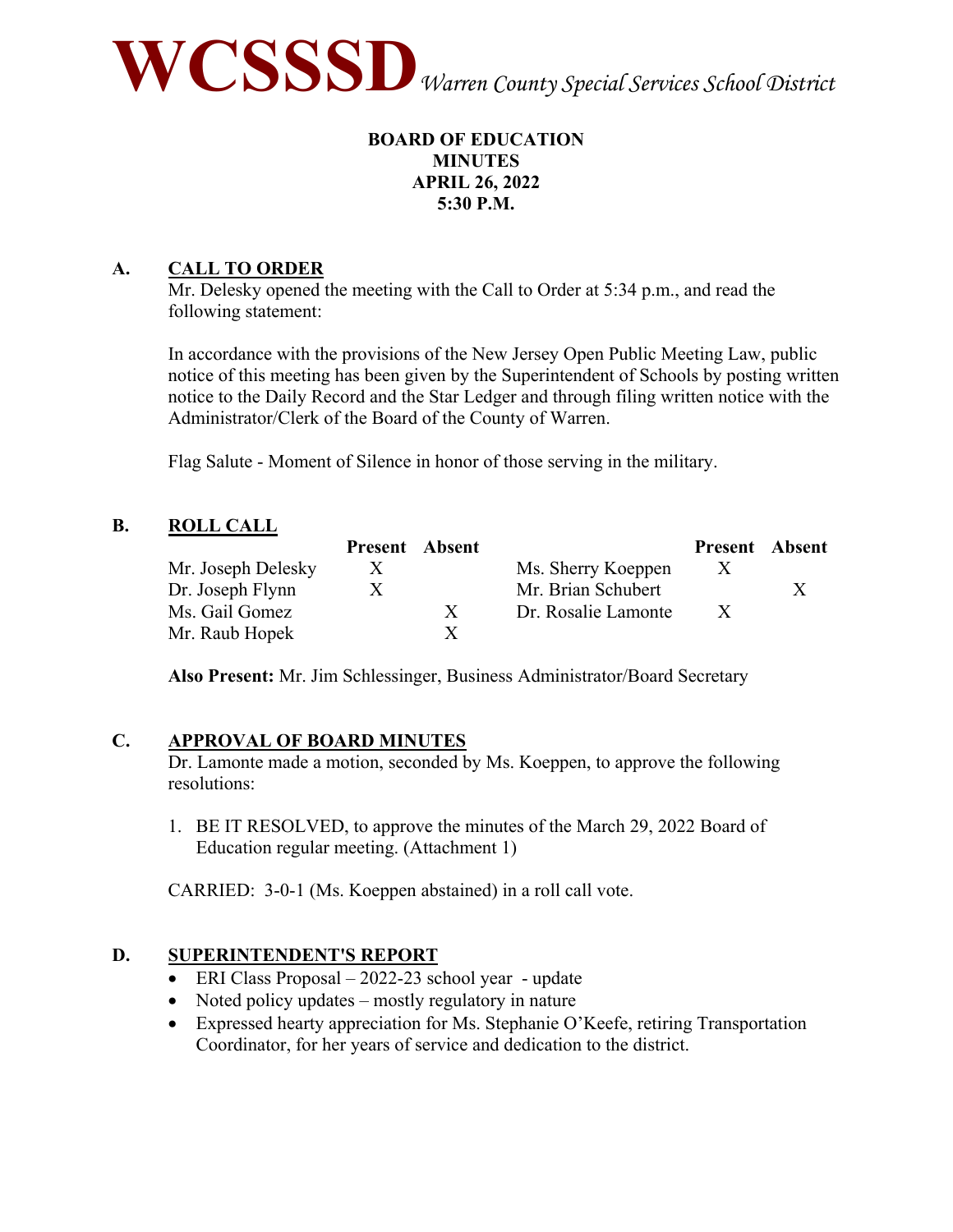# WCSSSD *Warren County Special Services School District*

**BOARD OF EDUCATION**
**MINUTES**
**APRIL 26, 2022**
**5:30 P.M.**

## A. CALL TO ORDER

Mr. Delesky opened the meeting with the Call to Order at 5:34 p.m., and read the following statement:

In accordance with the provisions of the New Jersey Open Public Meeting Law, public notice of this meeting has been given by the Superintendent of Schools by posting written notice to the Daily Record and the Star Ledger and through filing written notice with the Administrator/Clerk of the Board of the County of Warren.

Flag Salute - Moment of Silence in honor of those serving in the military.

## B. ROLL CALL

| | Present | Absent | | Present | Absent |
|---|---|---|---|---|---|
| Mr. Joseph Delesky | X | | Ms. Sherry Koeppen | X | |
| Dr. Joseph Flynn | X | | Mr. Brian Schubert | | X |
| Ms. Gail Gomez | | X | Dr. Rosalie Lamonte | X | |
| Mr. Raub Hopek | | X | | | |

**Also Present:** Mr. Jim Schlessinger, Business Administrator/Board Secretary

## C. APPROVAL OF BOARD MINUTES

Dr. Lamonte made a motion, seconded by Ms. Koeppen, to approve the following resolutions:

1. BE IT RESOLVED, to approve the minutes of the March 29, 2022 Board of Education regular meeting. (Attachment 1)

CARRIED: 3-0-1 (Ms. Koeppen abstained) in a roll call vote.

## D. SUPERINTENDENT'S REPORT

- ERI Class Proposal – 2022-23 school year - update
- Noted policy updates – mostly regulatory in nature
- Expressed hearty appreciation for Ms. Stephanie O'Keefe, retiring Transportation Coordinator, for her years of service and dedication to the district.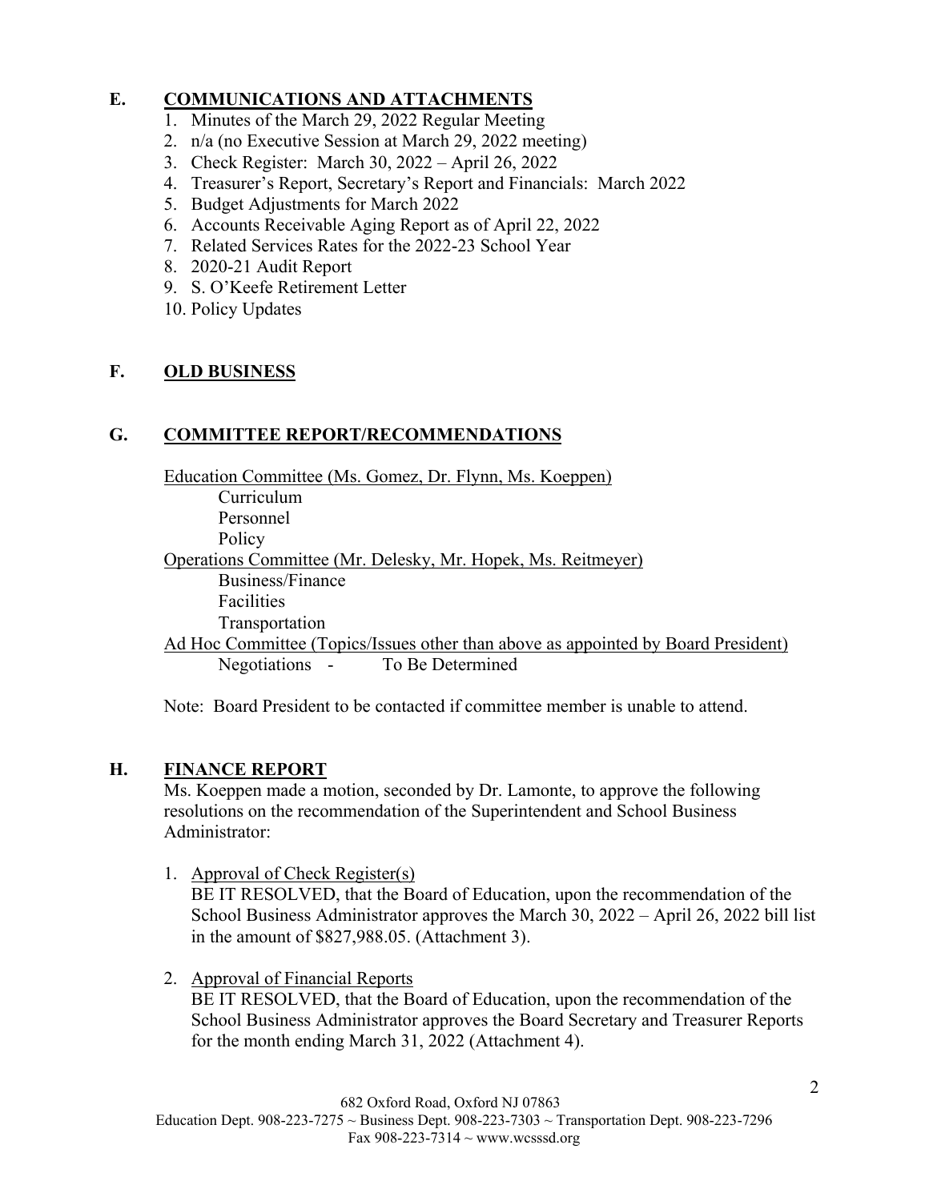## E. COMMUNICATIONS AND ATTACHMENTS

1. Minutes of the March 29, 2022 Regular Meeting
2. n/a (no Executive Session at March 29, 2022 meeting)
3. Check Register: March 30, 2022 – April 26, 2022
4. Treasurer's Report, Secretary's Report and Financials: March 2022
5. Budget Adjustments for March 2022
6. Accounts Receivable Aging Report as of April 22, 2022
7. Related Services Rates for the 2022-23 School Year
8. 2020-21 Audit Report
9. S. O'Keefe Retirement Letter
10. Policy Updates

## F. OLD BUSINESS

## G. COMMITTEE REPORT/RECOMMENDATIONS

Education Committee (Ms. Gomez, Dr. Flynn, Ms. Koeppen)

- Curriculum
- Personnel
- Policy

Operations Committee (Mr. Delesky, Mr. Hopek, Ms. Reitmeyer)

- Business/Finance
- Facilities
- Transportation

Ad Hoc Committee (Topics/Issues other than above as appointed by Board President)

- Negotiations - To Be Determined

Note: Board President to be contacted if committee member is unable to attend.

## H. FINANCE REPORT

Ms. Koeppen made a motion, seconded by Dr. Lamonte, to approve the following resolutions on the recommendation of the Superintendent and School Business Administrator:

1. Approval of Check Register(s)
   BE IT RESOLVED, that the Board of Education, upon the recommendation of the School Business Administrator approves the March 30, 2022 – April 26, 2022 bill list in the amount of $827,988.05. (Attachment 3).

2. Approval of Financial Reports
   BE IT RESOLVED, that the Board of Education, upon the recommendation of the School Business Administrator approves the Board Secretary and Treasurer Reports for the month ending March 31, 2022 (Attachment 4).

682 Oxford Road, Oxford NJ 07863
Education Dept. 908-223-7275 ~ Business Dept. 908-223-7303 ~ Transportation Dept. 908-223-7296
Fax 908-223-7314 ~ www.wcsssd.org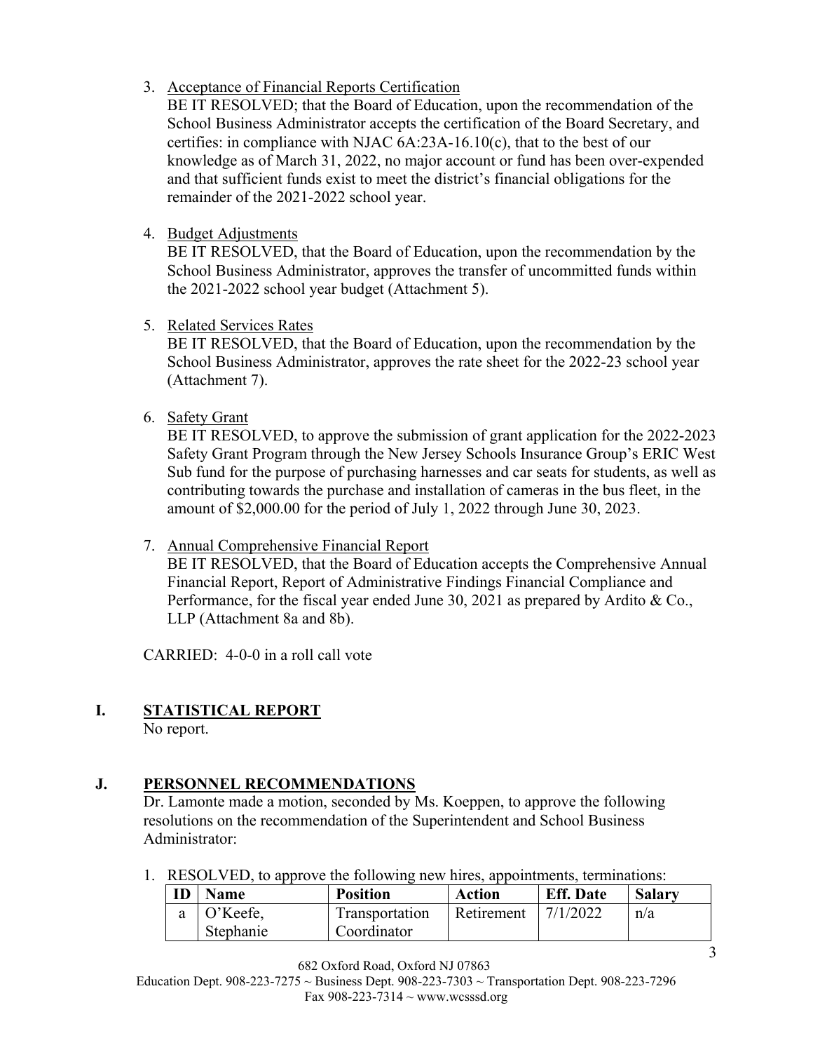3. Acceptance of Financial Reports Certification
   BE IT RESOLVED; that the Board of Education, upon the recommendation of the School Business Administrator accepts the certification of the Board Secretary, and certifies: in compliance with NJAC 6A:23A-16.10(c), that to the best of our knowledge as of March 31, 2022, no major account or fund has been over-expended and that sufficient funds exist to meet the district's financial obligations for the remainder of the 2021-2022 school year.

4. Budget Adjustments
   BE IT RESOLVED, that the Board of Education, upon the recommendation by the School Business Administrator, approves the transfer of uncommitted funds within the 2021-2022 school year budget (Attachment 5).

5. Related Services Rates
   BE IT RESOLVED, that the Board of Education, upon the recommendation by the School Business Administrator, approves the rate sheet for the 2022-23 school year (Attachment 7).

6. Safety Grant
   BE IT RESOLVED, to approve the submission of grant application for the 2022-2023 Safety Grant Program through the New Jersey Schools Insurance Group's ERIC West Sub fund for the purpose of purchasing harnesses and car seats for students, as well as contributing towards the purchase and installation of cameras in the bus fleet, in the amount of $2,000.00 for the period of July 1, 2022 through June 30, 2023.

7. Annual Comprehensive Financial Report
   BE IT RESOLVED, that the Board of Education accepts the Comprehensive Annual Financial Report, Report of Administrative Findings Financial Compliance and Performance, for the fiscal year ended June 30, 2021 as prepared by Ardito & Co., LLP (Attachment 8a and 8b).

CARRIED: 4-0-0 in a roll call vote

## I. STATISTICAL REPORT

No report.

## J. PERSONNEL RECOMMENDATIONS

Dr. Lamonte made a motion, seconded by Ms. Koeppen, to approve the following resolutions on the recommendation of the Superintendent and School Business Administrator:

1. RESOLVED, to approve the following new hires, appointments, terminations:

| ID | Name | Position | Action | Eff. Date | Salary |
|---|---|---|---|---|---|
| a | O'Keefe, Stephanie | Transportation Coordinator | Retirement | 7/1/2022 | n/a |

682 Oxford Road, Oxford NJ 07863
Education Dept. 908-223-7275 ~ Business Dept. 908-223-7303 ~ Transportation Dept. 908-223-7296
Fax 908-223-7314 ~ www.wcsssd.org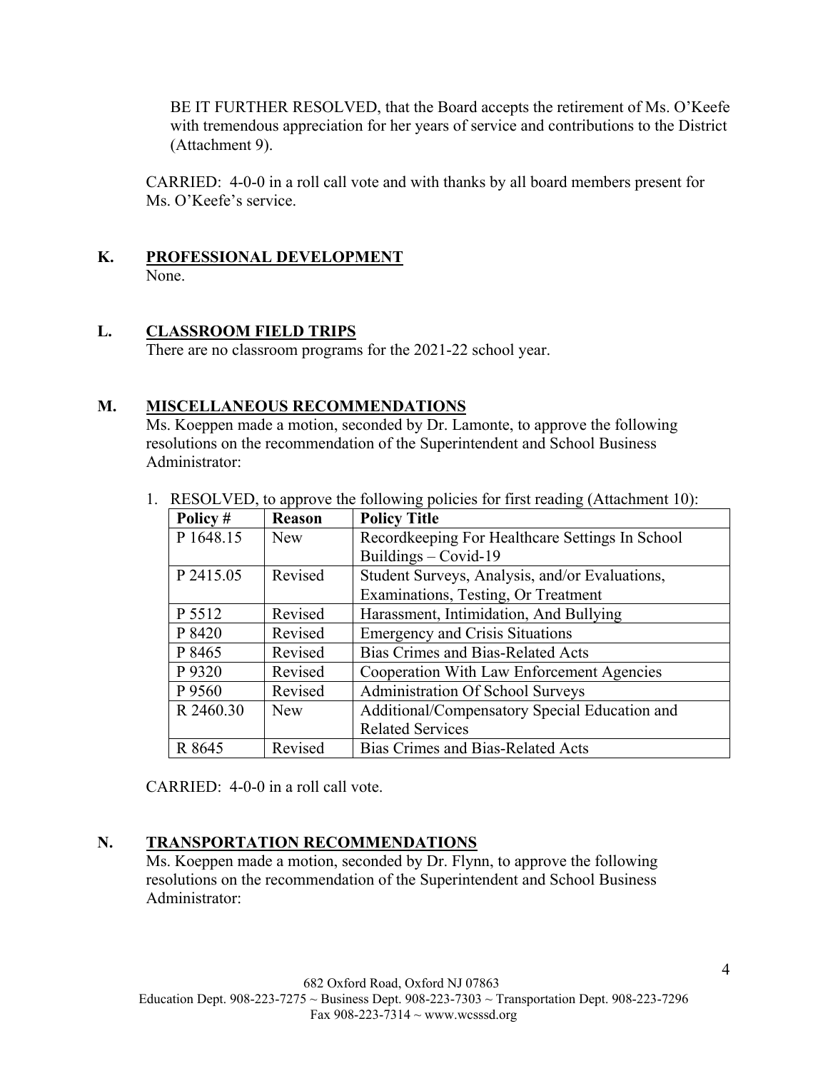BE IT FURTHER RESOLVED, that the Board accepts the retirement of Ms. O'Keefe with tremendous appreciation for her years of service and contributions to the District (Attachment 9).

CARRIED: 4-0-0 in a roll call vote and with thanks by all board members present for Ms. O'Keefe's service.

## K. PROFESSIONAL DEVELOPMENT

None.

## L. CLASSROOM FIELD TRIPS

There are no classroom programs for the 2021-22 school year.

## M. MISCELLANEOUS RECOMMENDATIONS

Ms. Koeppen made a motion, seconded by Dr. Lamonte, to approve the following resolutions on the recommendation of the Superintendent and School Business Administrator:

1. RESOLVED, to approve the following policies for first reading (Attachment 10):

| Policy # | Reason | Policy Title |
|---|---|---|
| P 1648.15 | New | Recordkeeping For Healthcare Settings In School Buildings – Covid-19 |
| P 2415.05 | Revised | Student Surveys, Analysis, and/or Evaluations, Examinations, Testing, Or Treatment |
| P 5512 | Revised | Harassment, Intimidation, And Bullying |
| P 8420 | Revised | Emergency and Crisis Situations |
| P 8465 | Revised | Bias Crimes and Bias-Related Acts |
| P 9320 | Revised | Cooperation With Law Enforcement Agencies |
| P 9560 | Revised | Administration Of School Surveys |
| R 2460.30 | New | Additional/Compensatory Special Education and Related Services |
| R 8645 | Revised | Bias Crimes and Bias-Related Acts |

CARRIED: 4-0-0 in a roll call vote.

## N. TRANSPORTATION RECOMMENDATIONS

Ms. Koeppen made a motion, seconded by Dr. Flynn, to approve the following resolutions on the recommendation of the Superintendent and School Business Administrator: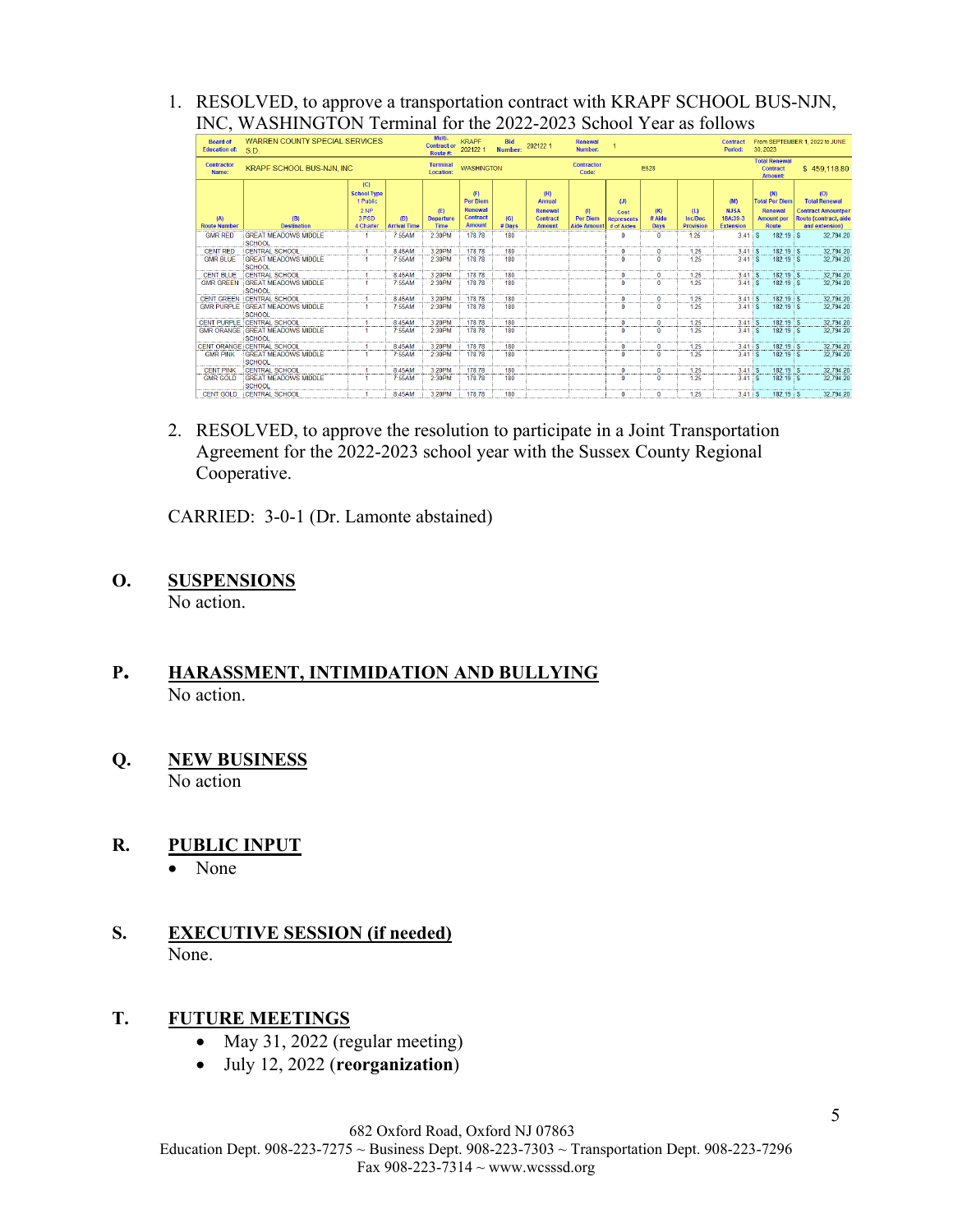1. RESOLVED, to approve a transportation contract with KRAPF SCHOOL BUS-NJN, INC, WASHINGTON Terminal for the 2022-2023 School Year as follows

| Board of Education of: | WARREN COUNTY SPECIAL SERVICES S.D. | | Multi-Contractor Route #: | KRAPF 202122 1 | Bid Number: | 202122 1 | Renewal Number: | 1 | | | Contract Period: | From SEPTEMBER 1, 2022 to JUNE 30, 2023 | |
|---|---|---|---|---|---|---|---|---|---|---|---|---|---|
| Contractor Name: | KRAPF SCHOOL BUS-NJN, INC | | Terminal Location: | WASHINGTON | | Contractor Code: | | E528 | | | | Total Renewal Contract Amount: | $ 459,118.80 |
| (A) Route Number | (B) Destination | (C) School Type 1 Public 2 NP 3 P&D 4 Charter | (D) Arrival Time | (E) Departure Time | (F) Per Diem Renewal Contract Amount | (G) # Days | (H) Annual Renewal Contract Amount | (I) Per Diem Aide Amount | (J) Cost Represents # of Aides | (K) # Aide Days | (L) Inc/Dec Provision | (M) NJSA 18A:39-3 Extension | (N) Total Per Diem Renewal Amount per Route | (O) Total Renewal Contract Amount per Route (contract, aide and extension) |
| GMR RED | GREAT MEADOWS MIDDLE SCHOOL | 1 | 7:55AM | 2:30PM | 178.78 | 180 | | | 0 | 0 | 1.25 | 3.41 | $ 182.19 | $ 32,794.20 |
| CENT RED | CENTRAL SCHOOL | 1 | 8:45AM | 3:20PM | 178.78 | 180 | | | 0 | 0 | 1.25 | 3.41 | $ 182.19 | $ 32,794.20 |
| GMR BLUE | GREAT MEADOWS MIDDLE SCHOOL | 1 | 7:55AM | 2:30PM | 178.78 | 180 | | | 0 | 0 | 1.25 | 3.41 | $ 182.19 | $ 32,794.20 |
| CENT BLUE | CENTRAL SCHOOL | 1 | 8:45AM | 3:20PM | 178.78 | 180 | | | 0 | 0 | 1.25 | 3.41 | $ 182.19 | $ 32,794.20 |
| GMR GREEN | GREAT MEADOWS MIDDLE SCHOOL | 1 | 7:55AM | 2:30PM | 178.78 | 180 | | | 0 | 0 | 1.25 | 3.41 | $ 182.19 | $ 32,794.20 |
| CENT GREEN | CENTRAL SCHOOL | 1 | 8:45AM | 3:20PM | 178.78 | 180 | | | 0 | 0 | 1.25 | 3.41 | $ 182.19 | $ 32,794.20 |
| GMR PURPLE | GREAT MEADOWS MIDDLE SCHOOL | 1 | 7:55AM | 2:30PM | 178.78 | 180 | | | 0 | 0 | 1.25 | 3.41 | $ 182.19 | $ 32,794.20 |
| CENT PURPLE | CENTRAL SCHOOL | 1 | 8:45AM | 3:20PM | 178.78 | 180 | | | 0 | 0 | 1.25 | 3.41 | $ 182.19 | $ 32,794.20 |
| GMR ORANGE | GREAT MEADOWS MIDDLE SCHOOL | 1 | 7:55AM | 2:30PM | 178.78 | 180 | | | 0 | 0 | 1.25 | 3.41 | $ 182.19 | $ 32,794.20 |
| CENT ORANGE | CENTRAL SCHOOL | 1 | 8:45AM | 3:20PM | 178.78 | 180 | | | 0 | 0 | 1.25 | 3.41 | $ 182.19 | $ 32,794.20 |
| GMR PINK | GREAT MEADOWS MIDDLE SCHOOL | 1 | 7:55AM | 2:30PM | 178.78 | 180 | | | 0 | 0 | 1.25 | 3.41 | $ 182.19 | $ 32,794.20 |
| CENT PINK | CENTRAL SCHOOL | 1 | 8:45AM | 3:20PM | 178.78 | 180 | | | 0 | 0 | 1.25 | 3.41 | $ 182.19 | $ 32,794.20 |
| GMR GOLD | GREAT MEADOWS MIDDLE SCHOOL | 1 | 7:55AM | 2:30PM | 178.78 | 180 | | | 0 | 0 | 1.25 | 3.41 | $ 182.19 | $ 32,794.20 |
| CENT GOLD | CENTRAL SCHOOL | 1 | 8:45AM | 3:20PM | 178.78 | 180 | | | 0 | 0 | 1.25 | 3.41 | $ 182.19 | $ 32,794.20 |

2. RESOLVED, to approve the resolution to participate in a Joint Transportation Agreement for the 2022-2023 school year with the Sussex County Regional Cooperative.

CARRIED: 3-0-1 (Dr. Lamonte abstained)

## O. SUSPENSIONS

No action.

## P. HARASSMENT, INTIMIDATION AND BULLYING

No action.

## Q. NEW BUSINESS

No action

## R. PUBLIC INPUT

- None

## S. EXECUTIVE SESSION (if needed)

None.

## T. FUTURE MEETINGS

- May 31, 2022 (regular meeting)
- July 12, 2022 (**reorganization**)

682 Oxford Road, Oxford NJ 07863
Education Dept. 908-223-7275 ~ Business Dept. 908-223-7303 ~ Transportation Dept. 908-223-7296
Fax 908-223-7314 ~ www.wcsssd.org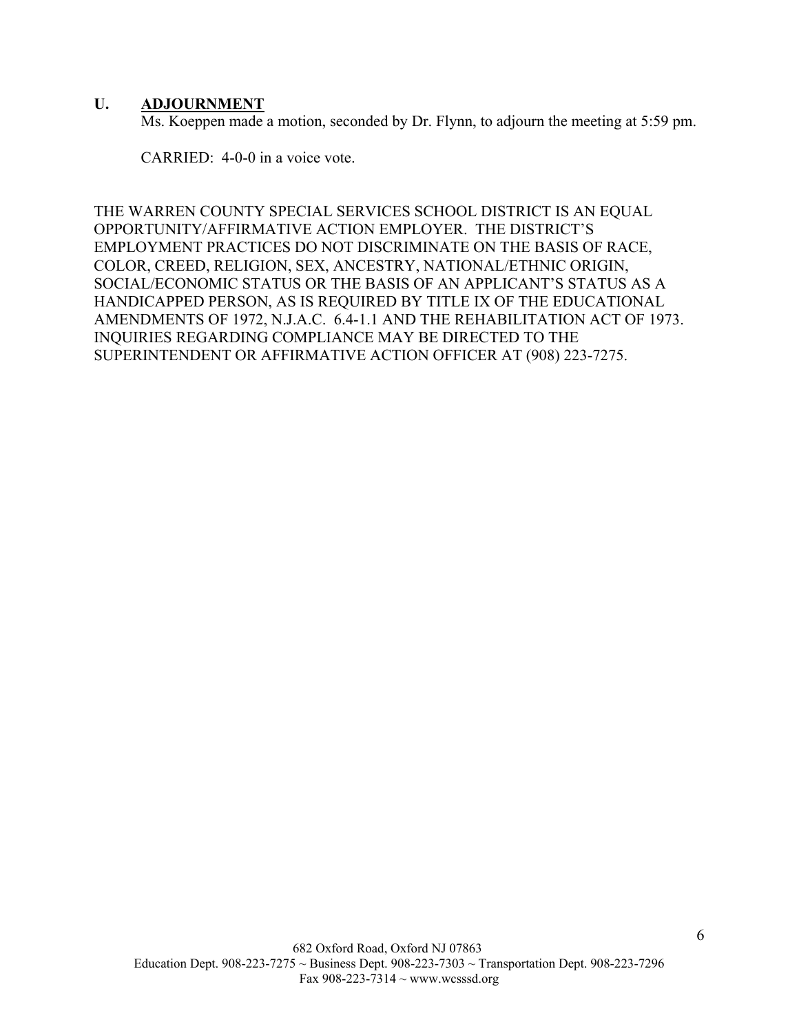## U. ADJOURNMENT

Ms. Koeppen made a motion, seconded by Dr. Flynn, to adjourn the meeting at 5:59 pm.

CARRIED: 4-0-0 in a voice vote.

THE WARREN COUNTY SPECIAL SERVICES SCHOOL DISTRICT IS AN EQUAL OPPORTUNITY/AFFIRMATIVE ACTION EMPLOYER. THE DISTRICT'S EMPLOYMENT PRACTICES DO NOT DISCRIMINATE ON THE BASIS OF RACE, COLOR, CREED, RELIGION, SEX, ANCESTRY, NATIONAL/ETHNIC ORIGIN, SOCIAL/ECONOMIC STATUS OR THE BASIS OF AN APPLICANT'S STATUS AS A HANDICAPPED PERSON, AS IS REQUIRED BY TITLE IX OF THE EDUCATIONAL AMENDMENTS OF 1972, N.J.A.C. 6.4-1.1 AND THE REHABILITATION ACT OF 1973. INQUIRIES REGARDING COMPLIANCE MAY BE DIRECTED TO THE SUPERINTENDENT OR AFFIRMATIVE ACTION OFFICER AT (908) 223-7275.